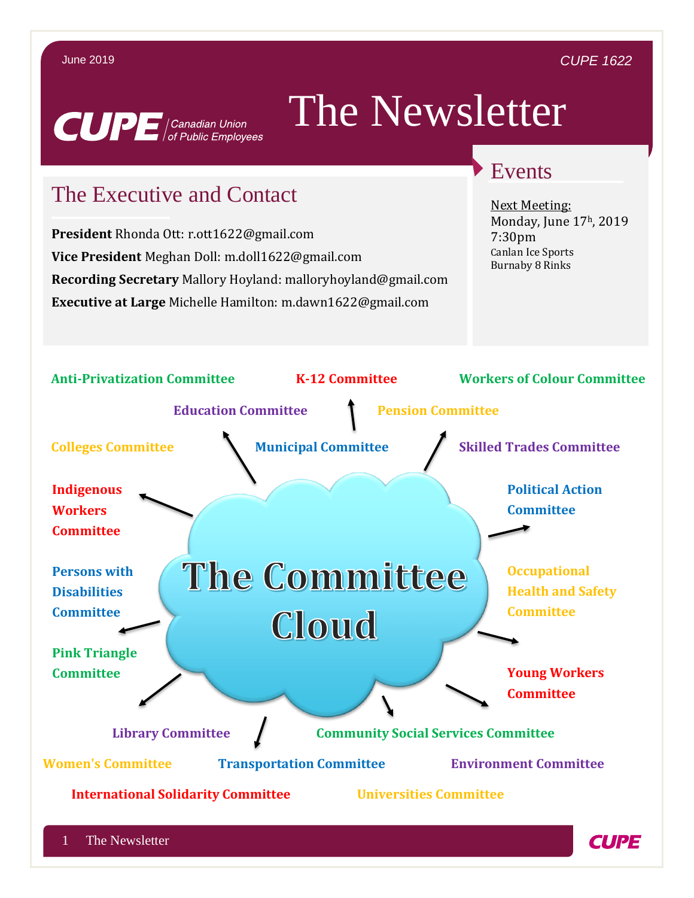June 2019

CUPE 1622

CUPE | Canadian Union of Public Employees

# The Newsletter

## The Executive and Contact

**President** Rhonda Ott: r.ott1622@gmail.com

**Vice President** Meghan Doll: m.doll1622@gmail.com

**Recording Secretary** Mallory Hoyland: malloryhoyland@gmail.com

**Executive at Large** Michelle Hamilton: m.dawn1622@gmail.com

## Events

Next Meeting:
Monday, June 17h, 2019
7:30pm
Canlan Ice Sports
Burnaby 8 Rinks

The Committee Cloud

Anti-Privatization Committee

K-12 Committee

Workers of Colour Committee

Education Committee

Pension Committee

Colleges Committee

Municipal Committee

Skilled Trades Committee

Indigenous Workers Committee

Political Action Committee

Persons with Disabilities Committee

Occupational Health and Safety Committee

Pink Triangle Committee

Young Workers Committee

Library Committee

Community Social Services Committee

Women's Committee

Transportation Committee

Environment Committee

International Solidarity Committee

Universities Committee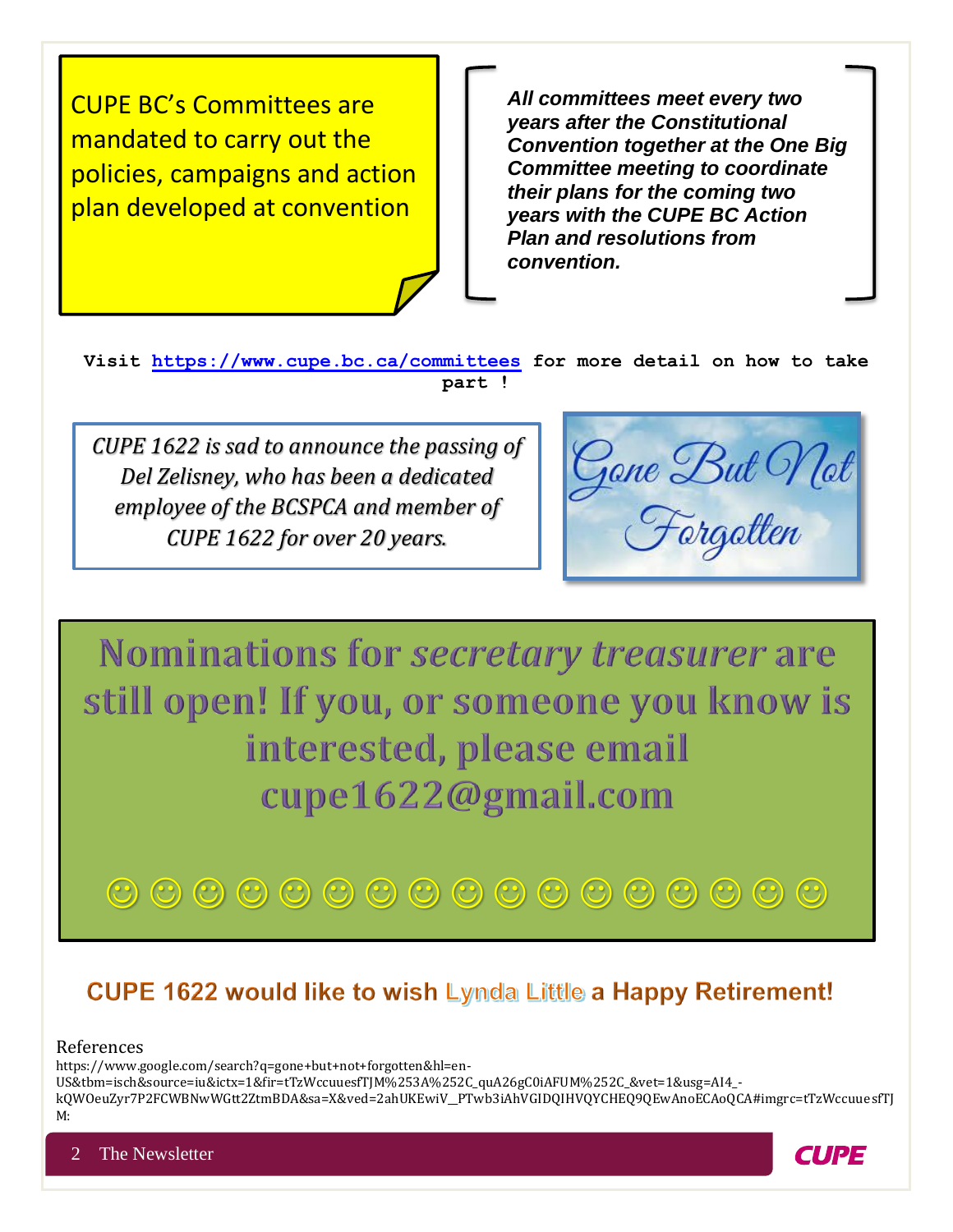CUPE BC's Committees are mandated to carry out the policies, campaigns and action plan developed at convention

***All committees meet every two years after the Constitutional Convention together at the One Big Committee meeting to coordinate their plans for the coming two years with the CUPE BC Action Plan and resolutions from convention.***

**Visit https://www.cupe.bc.ca/committees for more detail on how to take part !**

*CUPE 1622 is sad to announce the passing of Del Zelisney, who has been a dedicated employee of the BCSPCA and member of CUPE 1622 for over 20 years.*

Gone But Not Forgotten

Nominations for *secretary treasurer* are still open! If you, or someone you know is interested, please email cupe1622@gmail.com

☺ ☺ ☺ ☺ ☺ ☺ ☺ ☺ ☺ ☺ ☺ ☺ ☺ ☺ ☺ ☺ ☺

**CUPE 1622 would like to wish Lynda Little a Happy Retirement!**

References

https://www.google.com/search?q=gone+but+not+forgotten&hl=en-US&tbm=isch&source=iu&ictx=1&fir=tTzWccuuesfTJM%253A%252C_quA26gC0iAFUM%252C_&vet=1&usg=AI4_-kQWOeuZyr7P2FCWBNwWGtt2ZtmBDA&sa=X&ved=2ahUKEwiV__PTwb3iAhVGIDQIHVQYCHEQ9QEwAnoECAoQCA#imgrc=tTzWccuuesfTJM: